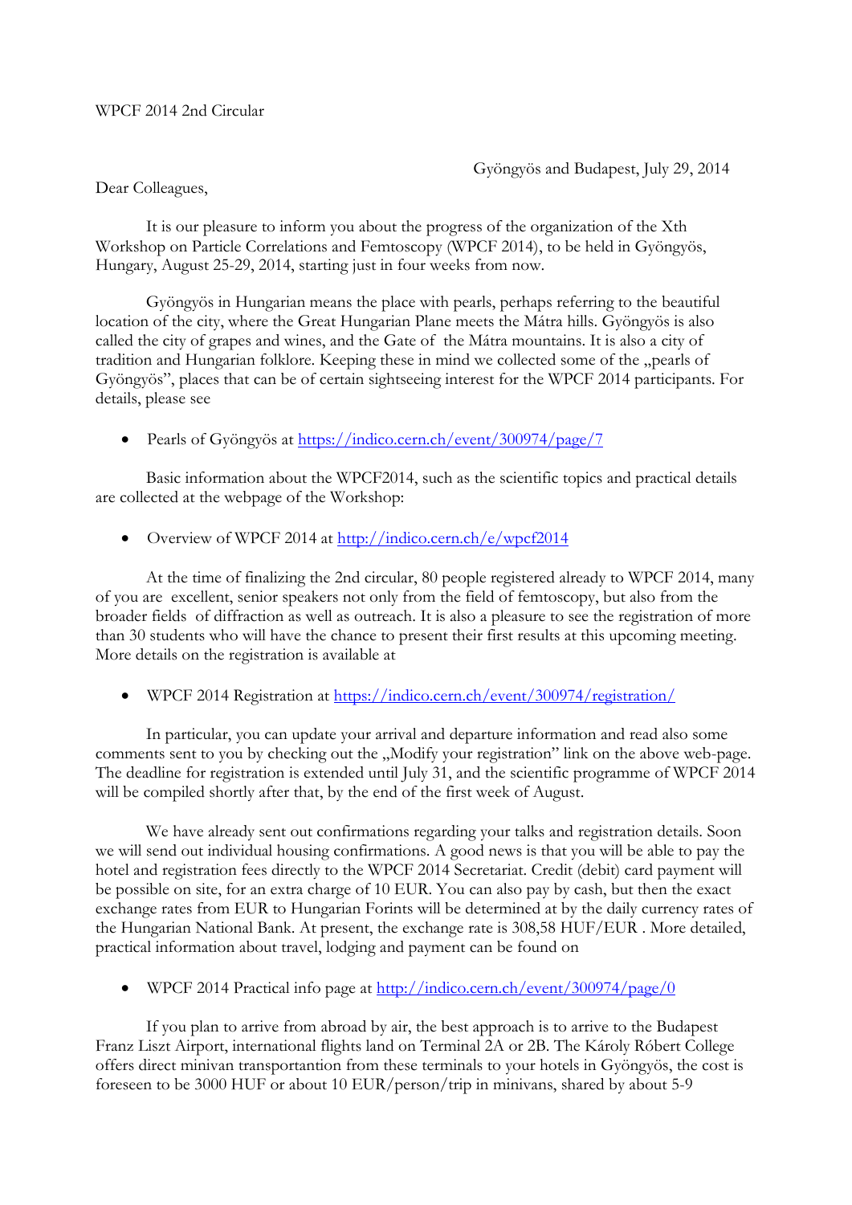WPCF 2014 2nd Circular

Gyöngyös and Budapest, July 29, 2014

Dear Colleagues,

It is our pleasure to inform you about the progress of the organization of the Xth Workshop on Particle Correlations and Femtoscopy (WPCF 2014), to be held in Gyöngyös, Hungary, August 25-29, 2014, starting just in four weeks from now.

Gyöngyös in Hungarian means the place with pearls, perhaps referring to the beautiful location of the city, where the Great Hungarian Plane meets the Mátra hills. Gyöngyös is also called the city of grapes and wines, and the Gate of the Mátra mountains. It is also a city of tradition and Hungarian folklore. Keeping these in mind we collected some of the „pearls of Gyöngyös", places that can be of certain sightseeing interest for the WPCF 2014 participants. For details, please see

- Pearls of Gyöngyös at https://indico.cern.ch/event/300974/page/7

Basic information about the WPCF2014, such as the scientific topics and practical details are collected at the webpage of the Workshop:

- Overview of WPCF 2014 at http://indico.cern.ch/e/wpcf2014

At the time of finalizing the 2nd circular, 80 people registered already to WPCF 2014, many of you are excellent, senior speakers not only from the field of femtoscopy, but also from the broader fields of diffraction as well as outreach. It is also a pleasure to see the registration of more than 30 students who will have the chance to present their first results at this upcoming meeting. More details on the registration is available at

- WPCF 2014 Registration at https://indico.cern.ch/event/300974/registration/

In particular, you can update your arrival and departure information and read also some comments sent to you by checking out the „Modify your registration" link on the above web-page. The deadline for registration is extended until July 31, and the scientific programme of WPCF 2014 will be compiled shortly after that, by the end of the first week of August.

We have already sent out confirmations regarding your talks and registration details. Soon we will send out individual housing confirmations. A good news is that you will be able to pay the hotel and registration fees directly to the WPCF 2014 Secretariat. Credit (debit) card payment will be possible on site, for an extra charge of 10 EUR. You can also pay by cash, but then the exact exchange rates from EUR to Hungarian Forints will be determined at by the daily currency rates of the Hungarian National Bank. At present, the exchange rate is 308,58 HUF/EUR . More detailed, practical information about travel, lodging and payment can be found on

- WPCF 2014 Practical info page at http://indico.cern.ch/event/300974/page/0

If you plan to arrive from abroad by air, the best approach is to arrive to the Budapest Franz Liszt Airport, international flights land on Terminal 2A or 2B. The Károly Róbert College offers direct minivan transportantion from these terminals to your hotels in Gyöngyös, the cost is foreseen to be 3000 HUF or about 10 EUR/person/trip in minivans, shared by about 5-9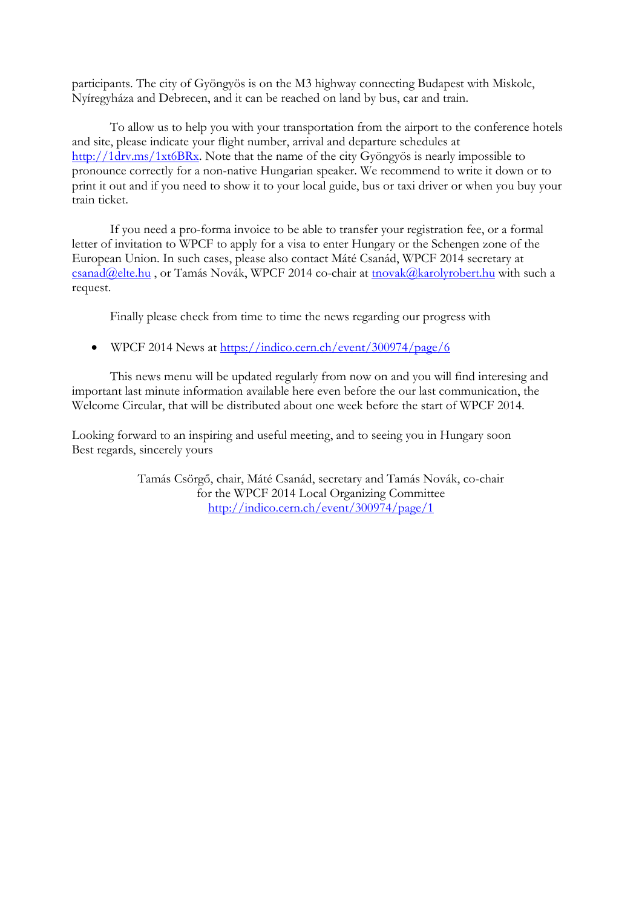participants. The city of Gyöngyös is on the M3 highway connecting Budapest with Miskolc, Nyíregyháza and Debrecen, and it can be reached on land by bus, car and train.

To allow us to help you with your transportation from the airport to the conference hotels and site, please indicate your flight number, arrival and departure schedules at http://1drv.ms/1xt6BRx. Note that the name of the city Gyöngyös is nearly impossible to pronounce correctly for a non-native Hungarian speaker. We recommend to write it down or to print it out and if you need to show it to your local guide, bus or taxi driver or when you buy your train ticket.

If you need a pro-forma invoice to be able to transfer your registration fee, or a formal letter of invitation to WPCF to apply for a visa to enter Hungary or the Schengen zone of the European Union. In such cases, please also contact Máté Csanád, WPCF 2014 secretary at csanad@elte.hu , or Tamás Novák, WPCF 2014 co-chair at tnovak@karolyrobert.hu with such a request.

Finally please check from time to time the news regarding our progress with

- WPCF 2014 News at https://indico.cern.ch/event/300974/page/6

This news menu will be updated regularly from now on and you will find interesing and important last minute information available here even before the our last communication, the Welcome Circular, that will be distributed about one week before the start of WPCF 2014.

Looking forward to an inspiring and useful meeting, and to seeing you in Hungary soon
Best regards, sincerely yours

Tamás Csörgő, chair, Máté Csanád, secretary and Tamás Novák, co-chair
for the WPCF 2014 Local Organizing Committee
http://indico.cern.ch/event/300974/page/1